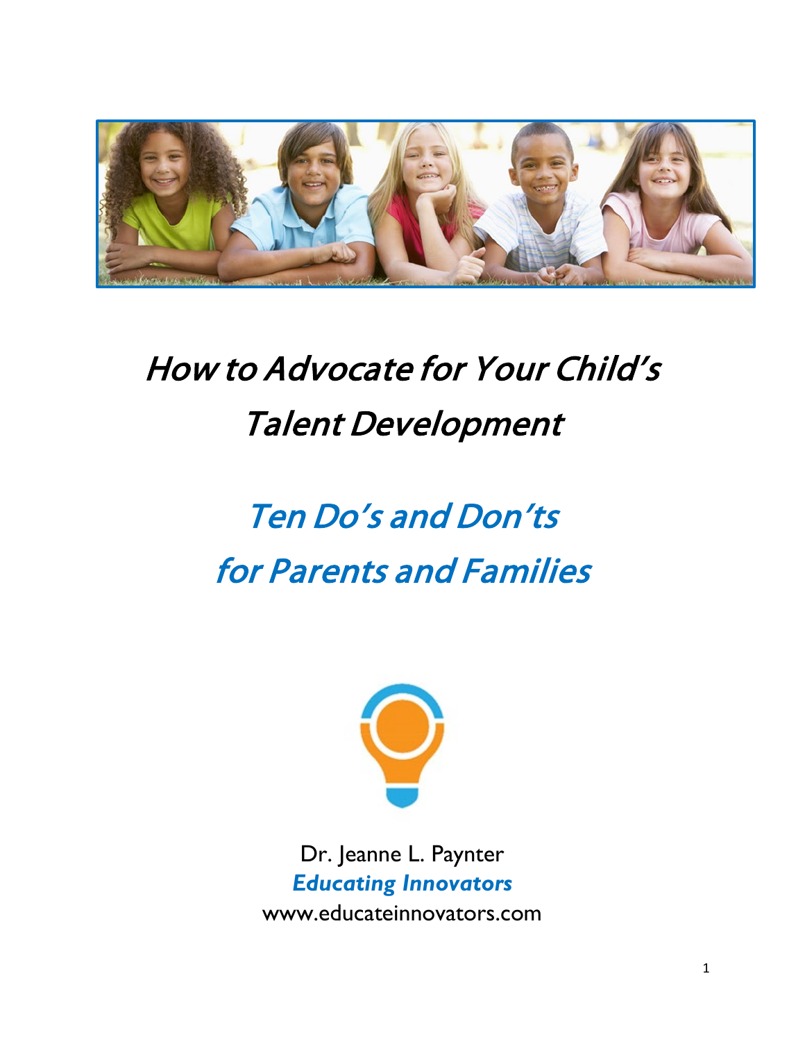# How to Advocate for Your Child's Talent Development

## Ten Do's and Don'ts for Parents and Families

Dr. Jeanne L. Paynter

***Educating Innovators***

www.educateinnovators.com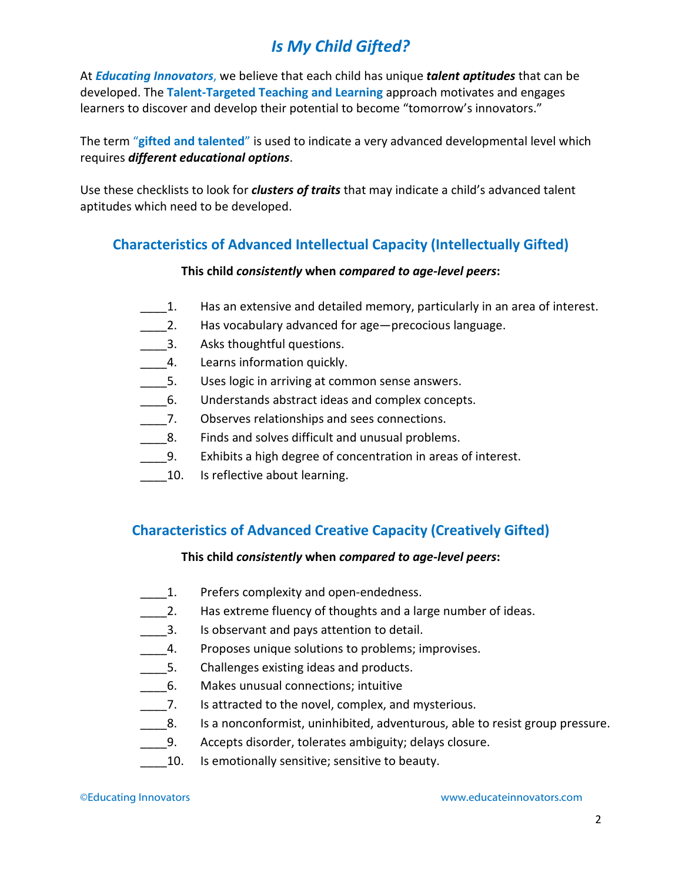# *Is My Child Gifted?*

At ***Educating Innovators***, we believe that each child has unique ***talent aptitudes*** that can be developed. The **Talent-Targeted Teaching and Learning** approach motivates and engages learners to discover and develop their potential to become "tomorrow's innovators."

The term **"gifted and talented"** is used to indicate a very advanced developmental level which requires ***different educational options***.

Use these checklists to look for ***clusters of traits*** that may indicate a child's advanced talent aptitudes which need to be developed.

## Characteristics of Advanced Intellectual Capacity (Intellectually Gifted)

**This child *consistently* when *compared to age-level peers*:**

____1. Has an extensive and detailed memory, particularly in an area of interest.
____2. Has vocabulary advanced for age—precocious language.
____3. Asks thoughtful questions.
____4. Learns information quickly.
____5. Uses logic in arriving at common sense answers.
____6. Understands abstract ideas and complex concepts.
____7. Observes relationships and sees connections.
____8. Finds and solves difficult and unusual problems.
____9. Exhibits a high degree of concentration in areas of interest.
____10. Is reflective about learning.

## Characteristics of Advanced Creative Capacity (Creatively Gifted)

**This child *consistently* when *compared to age-level peers*:**

____1. Prefers complexity and open-endedness.
____2. Has extreme fluency of thoughts and a large number of ideas.
____3. Is observant and pays attention to detail.
____4. Proposes unique solutions to problems; improvises.
____5. Challenges existing ideas and products.
____6. Makes unusual connections; intuitive
____7. Is attracted to the novel, complex, and mysterious.
____8. Is a nonconformist, uninhibited, adventurous, able to resist group pressure.
____9. Accepts disorder, tolerates ambiguity; delays closure.
____10. Is emotionally sensitive; sensitive to beauty.

©Educating Innovators www.educateinnovators.com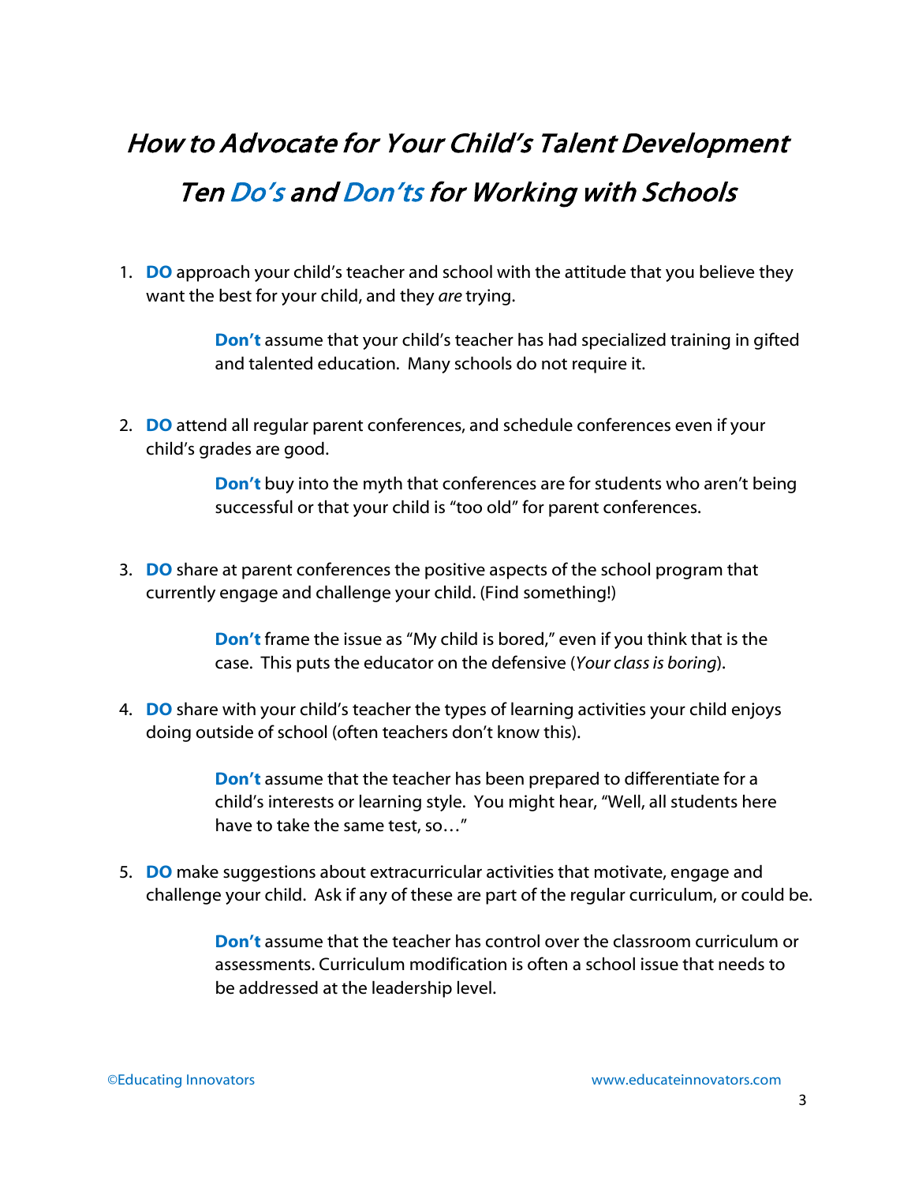# *How to Advocate for Your Child's Talent Development*

## *Ten Do's and Don'ts for Working with Schools*

1. **DO** approach your child's teacher and school with the attitude that you believe they want the best for your child, and they *are* trying.

   **Don't** assume that your child's teacher has had specialized training in gifted and talented education. Many schools do not require it.

2. **DO** attend all regular parent conferences, and schedule conferences even if your child's grades are good.

   **Don't** buy into the myth that conferences are for students who aren't being successful or that your child is "too old" for parent conferences.

3. **DO** share at parent conferences the positive aspects of the school program that currently engage and challenge your child. (Find something!)

   **Don't** frame the issue as "My child is bored," even if you think that is the case. This puts the educator on the defensive (*Your class is boring*).

4. **DO** share with your child's teacher the types of learning activities your child enjoys doing outside of school (often teachers don't know this).

   **Don't** assume that the teacher has been prepared to differentiate for a child's interests or learning style. You might hear, "Well, all students here have to take the same test, so…"

5. **DO** make suggestions about extracurricular activities that motivate, engage and challenge your child. Ask if any of these are part of the regular curriculum, or could be.

   **Don't** assume that the teacher has control over the classroom curriculum or assessments. Curriculum modification is often a school issue that needs to be addressed at the leadership level.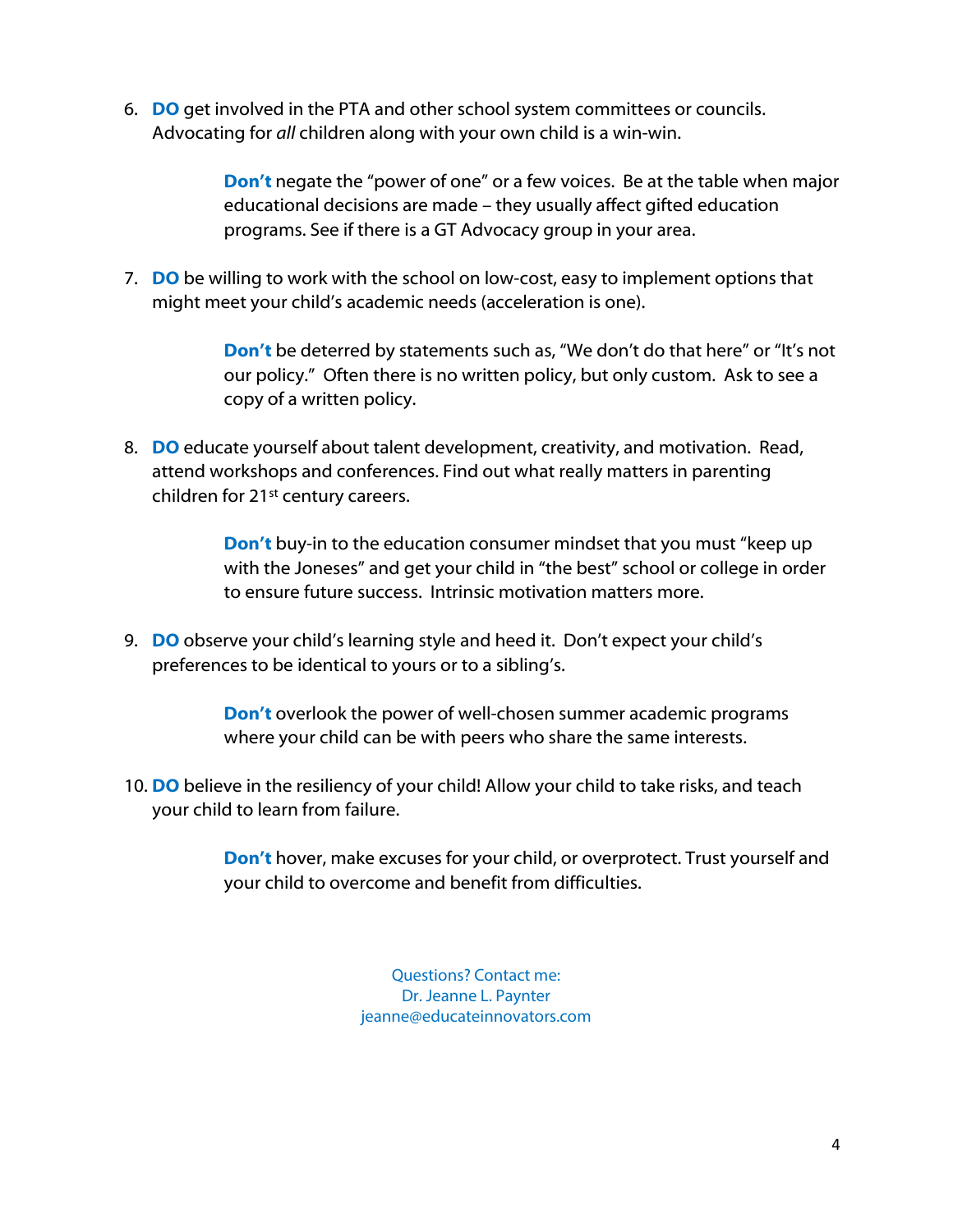6. **DO** get involved in the PTA and other school system committees or councils. Advocating for *all* children along with your own child is a win-win.

   **Don't** negate the "power of one" or a few voices. Be at the table when major educational decisions are made – they usually affect gifted education programs. See if there is a GT Advocacy group in your area.

7. **DO** be willing to work with the school on low-cost, easy to implement options that might meet your child's academic needs (acceleration is one).

   **Don't** be deterred by statements such as, "We don't do that here" or "It's not our policy." Often there is no written policy, but only custom. Ask to see a copy of a written policy.

8. **DO** educate yourself about talent development, creativity, and motivation. Read, attend workshops and conferences. Find out what really matters in parenting children for 21st century careers.

   **Don't** buy-in to the education consumer mindset that you must "keep up with the Joneses" and get your child in "the best" school or college in order to ensure future success. Intrinsic motivation matters more.

9. **DO** observe your child's learning style and heed it. Don't expect your child's preferences to be identical to yours or to a sibling's.

   **Don't** overlook the power of well-chosen summer academic programs where your child can be with peers who share the same interests.

10. **DO** believe in the resiliency of your child! Allow your child to take risks, and teach your child to learn from failure.

    **Don't** hover, make excuses for your child, or overprotect. Trust yourself and your child to overcome and benefit from difficulties.

Questions? Contact me:
Dr. Jeanne L. Paynter
jeanne@educateinnovators.com